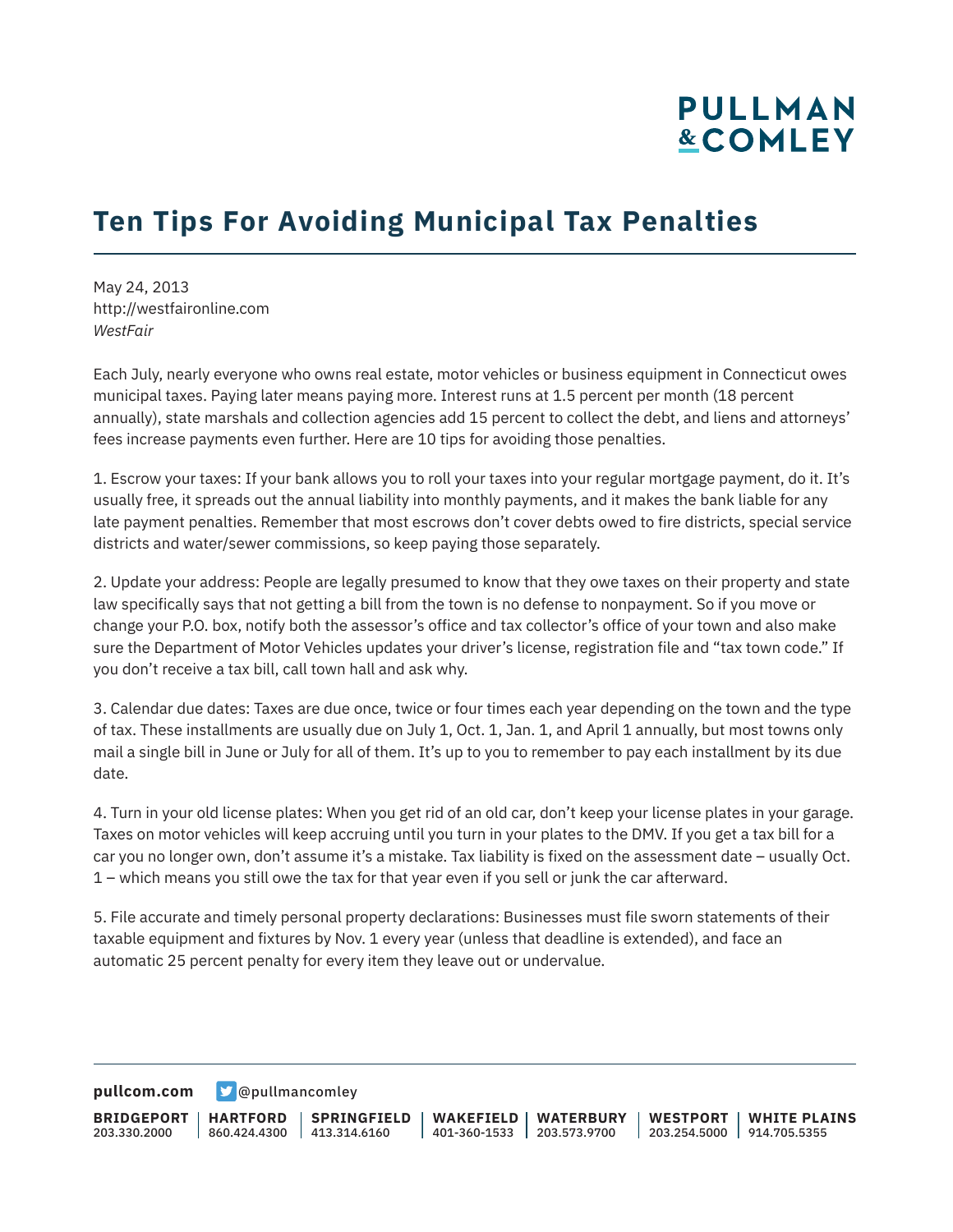# Ten Tips For Avoiding Municipal Tax Penalties

May 24, 2013
http://westfaironline.com
*WestFair*

Each July, nearly everyone who owns real estate, motor vehicles or business equipment in Connecticut owes municipal taxes. Paying later means paying more. Interest runs at 1.5 percent per month (18 percent annually), state marshals and collection agencies add 15 percent to collect the debt, and liens and attorneys' fees increase payments even further. Here are 10 tips for avoiding those penalties.

1. Escrow your taxes: If your bank allows you to roll your taxes into your regular mortgage payment, do it. It's usually free, it spreads out the annual liability into monthly payments, and it makes the bank liable for any late payment penalties. Remember that most escrows don't cover debts owed to fire districts, special service districts and water/sewer commissions, so keep paying those separately.

2. Update your address: People are legally presumed to know that they owe taxes on their property and state law specifically says that not getting a bill from the town is no defense to nonpayment. So if you move or change your P.O. box, notify both the assessor's office and tax collector's office of your town and also make sure the Department of Motor Vehicles updates your driver's license, registration file and "tax town code." If you don't receive a tax bill, call town hall and ask why.

3. Calendar due dates: Taxes are due once, twice or four times each year depending on the town and the type of tax. These installments are usually due on July 1, Oct. 1, Jan. 1, and April 1 annually, but most towns only mail a single bill in June or July for all of them. It's up to you to remember to pay each installment by its due date.

4. Turn in your old license plates: When you get rid of an old car, don't keep your license plates in your garage. Taxes on motor vehicles will keep accruing until you turn in your plates to the DMV. If you get a tax bill for a car you no longer own, don't assume it's a mistake. Tax liability is fixed on the assessment date – usually Oct. 1 – which means you still owe the tax for that year even if you sell or junk the car afterward.

5. File accurate and timely personal property declarations: Businesses must file sworn statements of their taxable equipment and fixtures by Nov. 1 every year (unless that deadline is extended), and face an automatic 25 percent penalty for every item they leave out or undervalue.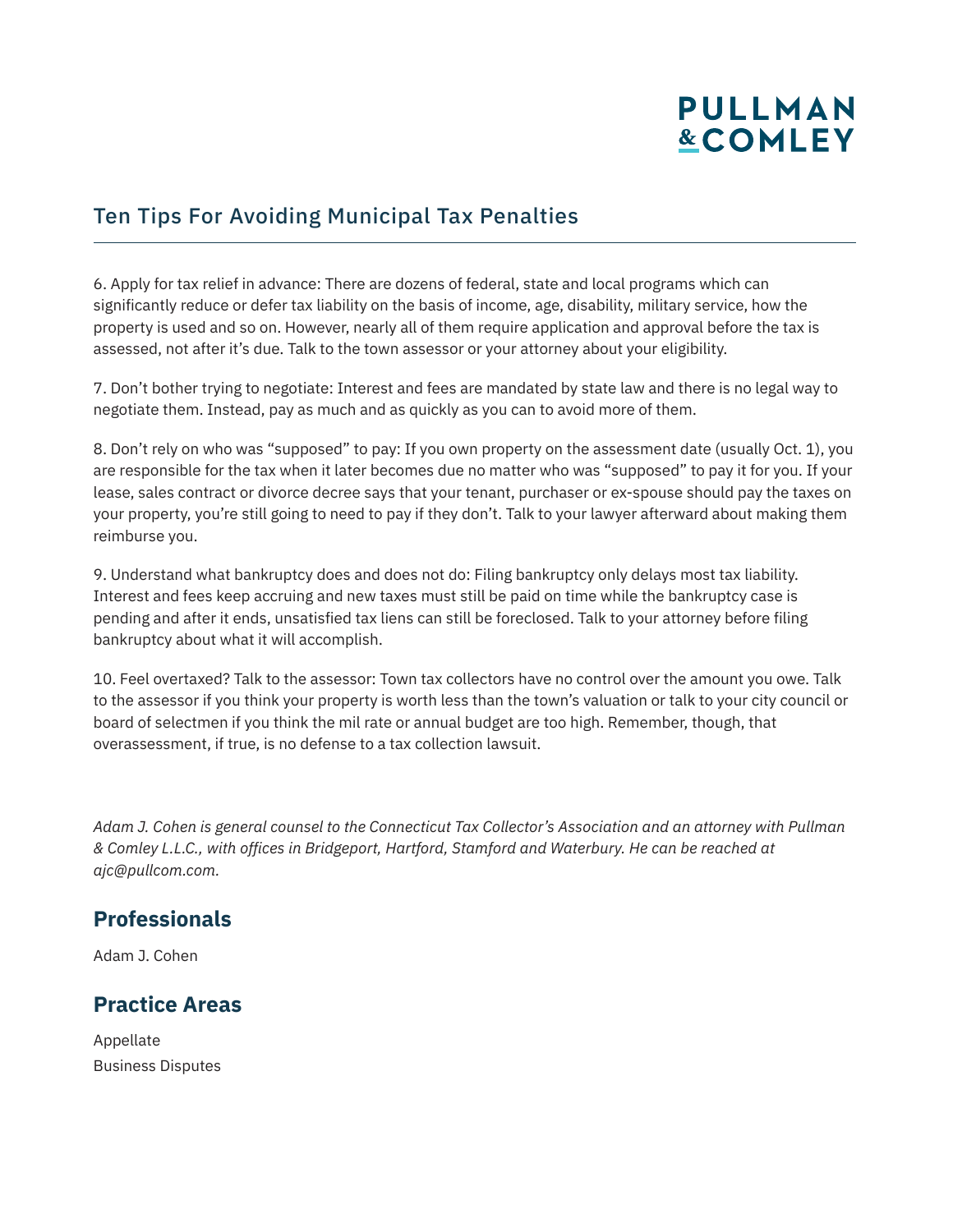## Ten Tips For Avoiding Municipal Tax Penalties

6. Apply for tax relief in advance: There are dozens of federal, state and local programs which can significantly reduce or defer tax liability on the basis of income, age, disability, military service, how the property is used and so on. However, nearly all of them require application and approval before the tax is assessed, not after it's due. Talk to the town assessor or your attorney about your eligibility.

7. Don't bother trying to negotiate: Interest and fees are mandated by state law and there is no legal way to negotiate them. Instead, pay as much and as quickly as you can to avoid more of them.

8. Don't rely on who was "supposed" to pay: If you own property on the assessment date (usually Oct. 1), you are responsible for the tax when it later becomes due no matter who was "supposed" to pay it for you. If your lease, sales contract or divorce decree says that your tenant, purchaser or ex-spouse should pay the taxes on your property, you're still going to need to pay if they don't. Talk to your lawyer afterward about making them reimburse you.

9. Understand what bankruptcy does and does not do: Filing bankruptcy only delays most tax liability. Interest and fees keep accruing and new taxes must still be paid on time while the bankruptcy case is pending and after it ends, unsatisfied tax liens can still be foreclosed. Talk to your attorney before filing bankruptcy about what it will accomplish.

10. Feel overtaxed? Talk to the assessor: Town tax collectors have no control over the amount you owe. Talk to the assessor if you think your property is worth less than the town's valuation or talk to your city council or board of selectmen if you think the mil rate or annual budget are too high. Remember, though, that overassessment, if true, is no defense to a tax collection lawsuit.

*Adam J. Cohen is general counsel to the Connecticut Tax Collector's Association and an attorney with Pullman & Comley L.L.C., with offices in Bridgeport, Hartford, Stamford and Waterbury. He can be reached at ajc@pullcom.com.*

## Professionals

Adam J. Cohen

## Practice Areas

Appellate
Business Disputes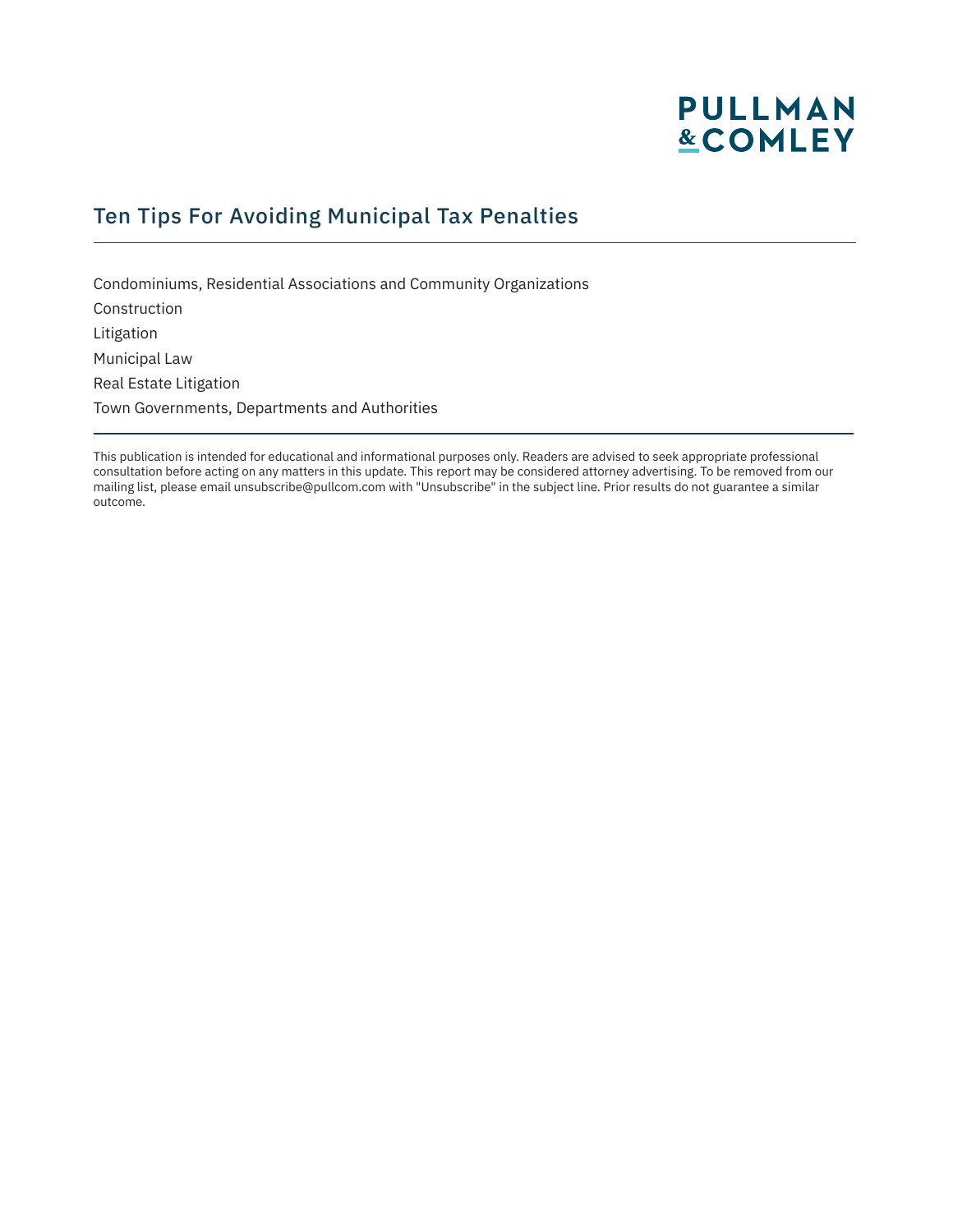# PULLMAN & COMLEY

## Ten Tips For Avoiding Municipal Tax Penalties

---

Condominiums, Residential Associations and Community Organizations

Construction

Litigation

Municipal Law

Real Estate Litigation

Town Governments, Departments and Authorities

---

This publication is intended for educational and informational purposes only. Readers are advised to seek appropriate professional consultation before acting on any matters in this update. This report may be considered attorney advertising. To be removed from our mailing list, please email unsubscribe@pullcom.com with "Unsubscribe" in the subject line. Prior results do not guarantee a similar outcome.